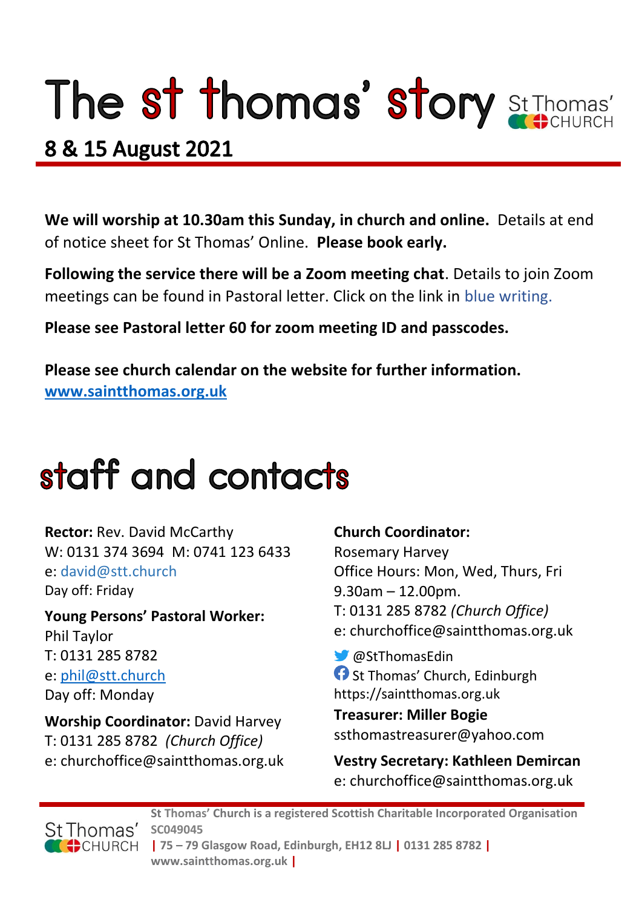# The st thomas' story

St Thomas' CHURCH

## 8 & 15 August 2021

**We will worship at 10.30am this Sunday, in church and online.** Details at end of notice sheet for St Thomas' Online. **Please book early.**

**Following the service there will be a Zoom meeting chat**. Details to join Zoom meetings can be found in Pastoral letter. Click on the link in blue writing.

**Please see Pastoral letter 60 for zoom meeting ID and passcodes.**

**Please see church calendar on the website for further information.**
**www.saintthomas.org.uk**

# staff and contacts

**Rector:** Rev. David McCarthy
W: 0131 374 3694 M: 0741 123 6433
e: david@stt.church
Day off: Friday

**Young Persons' Pastoral Worker:**
Phil Taylor
T: 0131 285 8782
e: phil@stt.church
Day off: Monday

**Worship Coordinator:** David Harvey
T: 0131 285 8782 *(Church Office)*
e: churchoffice@saintthomas.org.uk

**Church Coordinator:**
Rosemary Harvey
Office Hours: Mon, Wed, Thurs, Fri
9.30am – 12.00pm.
T: 0131 285 8782 *(Church Office)*
e: churchoffice@saintthomas.org.uk

@StThomasEdin
St Thomas' Church, Edinburgh
https://saintthomas.org.uk

**Treasurer: Miller Bogie**
ssthomastreasurer@yahoo.com

**Vestry Secretary: Kathleen Demircan**
e: churchoffice@saintthomas.org.uk

**St Thomas' Church is a registered Scottish Charitable Incorporated Organisation SC049045 | 75 – 79 Glasgow Road, Edinburgh, EH12 8LJ | 0131 285 8782 | www.saintthomas.org.uk |**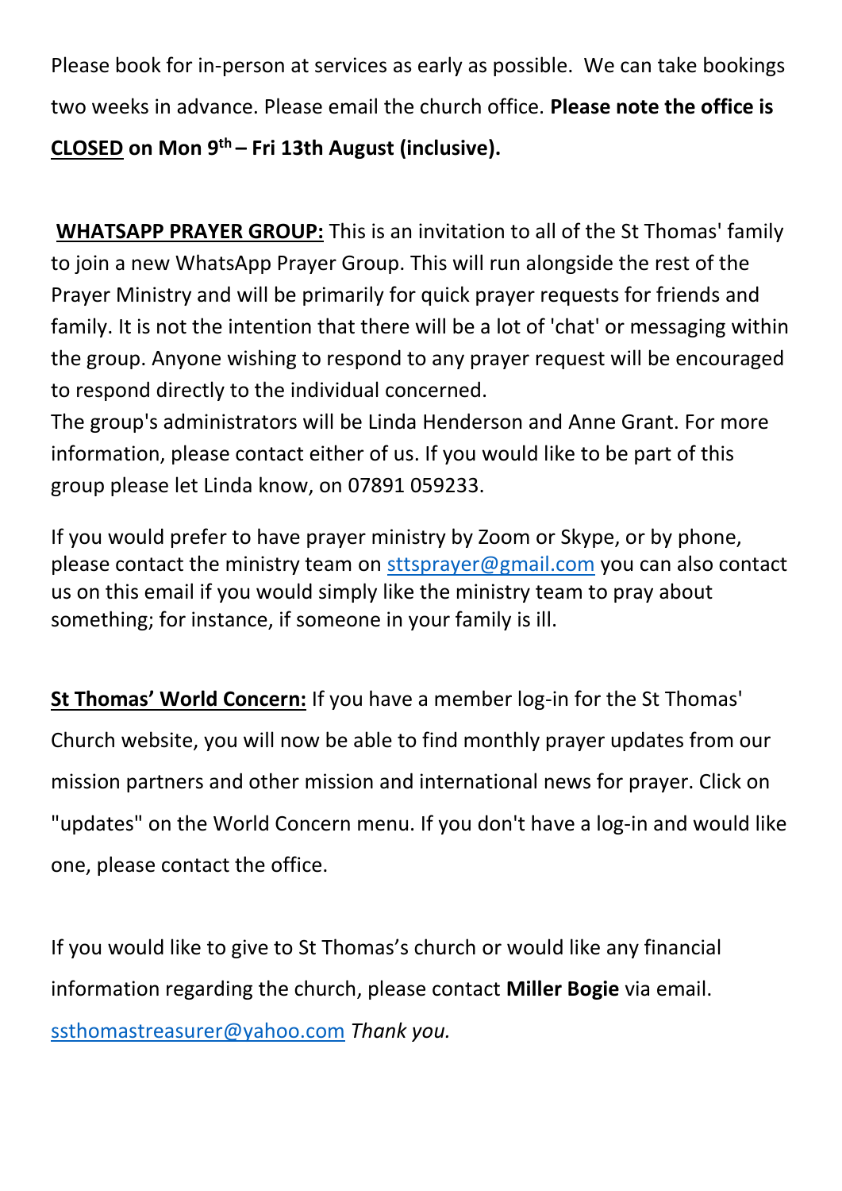Please book for in-person at services as early as possible. We can take bookings two weeks in advance. Please email the church office. **Please note the office is <u>CLOSED</u> on Mon 9th – Fri 13th August (inclusive).**

**<u>WHATSAPP PRAYER GROUP:</u>** This is an invitation to all of the St Thomas' family to join a new WhatsApp Prayer Group. This will run alongside the rest of the Prayer Ministry and will be primarily for quick prayer requests for friends and family. It is not the intention that there will be a lot of 'chat' or messaging within the group. Anyone wishing to respond to any prayer request will be encouraged to respond directly to the individual concerned.
The group's administrators will be Linda Henderson and Anne Grant. For more information, please contact either of us. If you would like to be part of this group please let Linda know, on 07891 059233.

If you would prefer to have prayer ministry by Zoom or Skype, or by phone, please contact the ministry team on sttsprayer@gmail.com you can also contact us on this email if you would simply like the ministry team to pray about something; for instance, if someone in your family is ill.

**<u>St Thomas' World Concern:</u>** If you have a member log-in for the St Thomas' Church website, you will now be able to find monthly prayer updates from our mission partners and other mission and international news for prayer. Click on "updates" on the World Concern menu. If you don't have a log-in and would like one, please contact the office.

If you would like to give to St Thomas's church or would like any financial information regarding the church, please contact **Miller Bogie** via email. ssthomastreasurer@yahoo.com *Thank you.*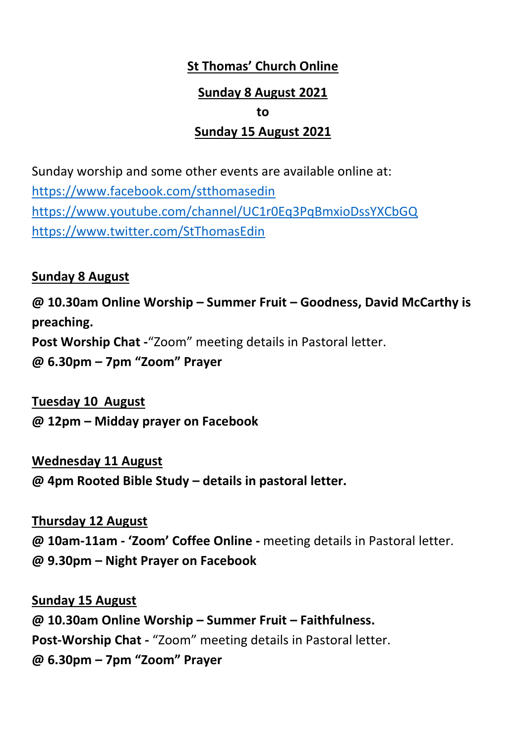**St Thomas' Church Online**

**Sunday 8 August 2021**

**to**

**Sunday 15 August 2021**

Sunday worship and some other events are available online at:
https://www.facebook.com/stthomasedin
https://www.youtube.com/channel/UC1r0Eq3PqBmxioDssYXCbGQ
https://www.twitter.com/StThomasEdin

**Sunday 8 August**

**@ 10.30am Online Worship – Summer Fruit – Goodness, David McCarthy is preaching.**
**Post Worship Chat -**"Zoom" meeting details in Pastoral letter.
**@ 6.30pm – 7pm "Zoom" Prayer**

**Tuesday 10 August**
**@ 12pm – Midday prayer on Facebook**

**Wednesday 11 August**
**@ 4pm Rooted Bible Study – details in pastoral letter.**

**Thursday 12 August**
**@ 10am-11am - 'Zoom' Coffee Online -** meeting details in Pastoral letter.
**@ 9.30pm – Night Prayer on Facebook**

**Sunday 15 August**
**@ 10.30am Online Worship – Summer Fruit – Faithfulness.**
**Post-Worship Chat -** "Zoom" meeting details in Pastoral letter.
**@ 6.30pm – 7pm "Zoom" Prayer**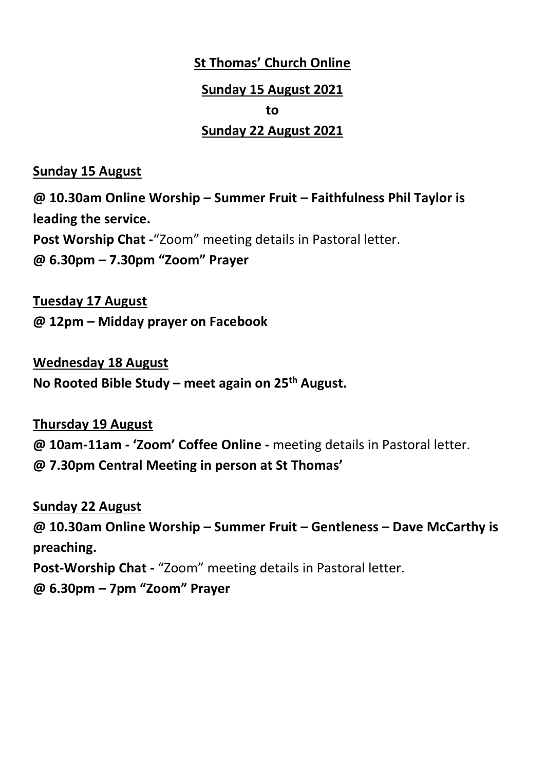**St Thomas' Church Online**

**Sunday 15 August 2021**

**to**

**Sunday 22 August 2021**

**Sunday 15 August**

**@ 10.30am Online Worship – Summer Fruit – Faithfulness Phil Taylor is leading the service.**

**Post Worship Chat -**"Zoom" meeting details in Pastoral letter.

**@ 6.30pm – 7.30pm "Zoom" Prayer**

**Tuesday 17 August**

**@ 12pm – Midday prayer on Facebook**

**Wednesday 18 August**

**No Rooted Bible Study – meet again on 25th August.**

**Thursday 19 August**

**@ 10am-11am - 'Zoom' Coffee Online -** meeting details in Pastoral letter.

**@ 7.30pm Central Meeting in person at St Thomas'**

**Sunday 22 August**

**@ 10.30am Online Worship – Summer Fruit – Gentleness – Dave McCarthy is preaching.**

**Post-Worship Chat -** "Zoom" meeting details in Pastoral letter.

**@ 6.30pm – 7pm "Zoom" Prayer**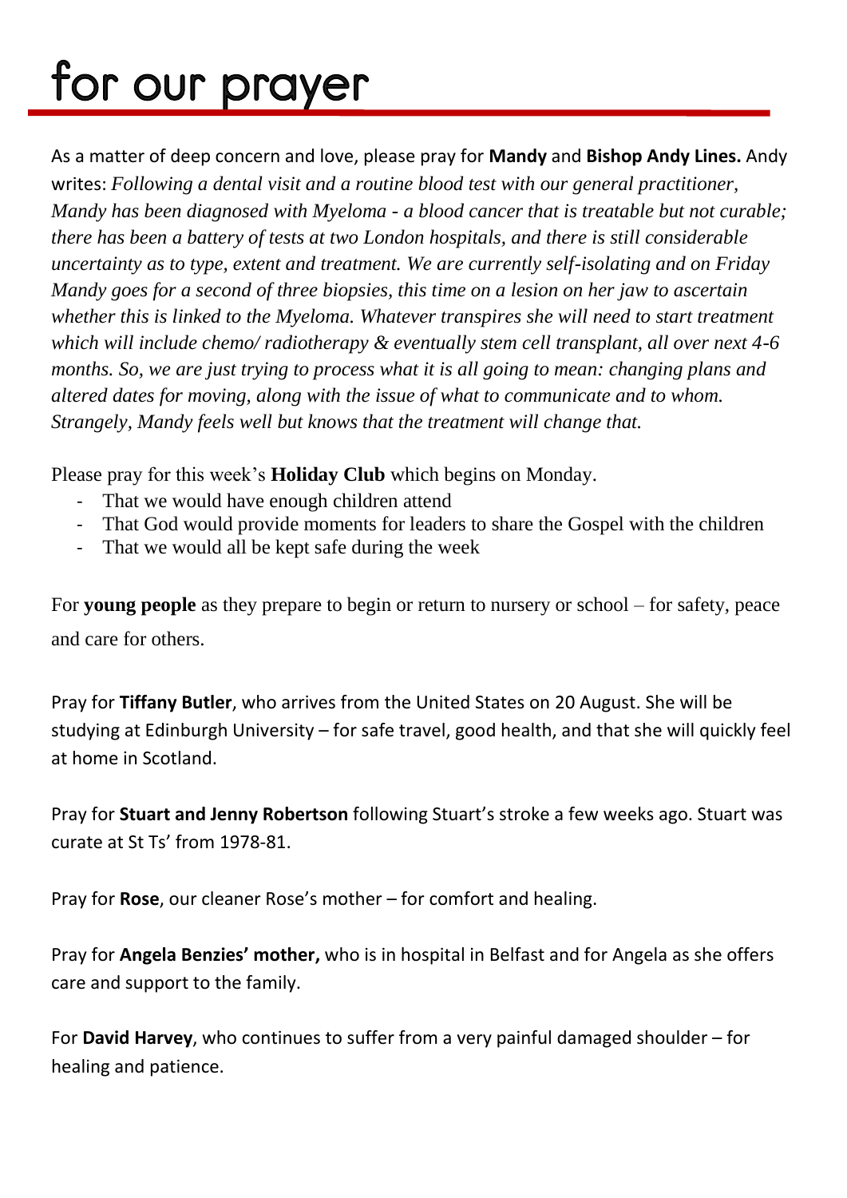# for our prayer

As a matter of deep concern and love, please pray for **Mandy** and **Bishop Andy Lines.** Andy writes: *Following a dental visit and a routine blood test with our general practitioner, Mandy has been diagnosed with Myeloma - a blood cancer that is treatable but not curable; there has been a battery of tests at two London hospitals, and there is still considerable uncertainty as to type, extent and treatment. We are currently self-isolating and on Friday Mandy goes for a second of three biopsies, this time on a lesion on her jaw to ascertain whether this is linked to the Myeloma. Whatever transpires she will need to start treatment which will include chemo/ radiotherapy & eventually stem cell transplant, all over next 4-6 months. So, we are just trying to process what it is all going to mean: changing plans and altered dates for moving, along with the issue of what to communicate and to whom. Strangely, Mandy feels well but knows that the treatment will change that.*

Please pray for this week's **Holiday Club** which begins on Monday.

- That we would have enough children attend
- That God would provide moments for leaders to share the Gospel with the children
- That we would all be kept safe during the week

For **young people** as they prepare to begin or return to nursery or school – for safety, peace and care for others.

Pray for **Tiffany Butler**, who arrives from the United States on 20 August. She will be studying at Edinburgh University – for safe travel, good health, and that she will quickly feel at home in Scotland.

Pray for **Stuart and Jenny Robertson** following Stuart's stroke a few weeks ago. Stuart was curate at St Ts' from 1978-81.

Pray for **Rose**, our cleaner Rose's mother – for comfort and healing.

Pray for **Angela Benzies' mother,** who is in hospital in Belfast and for Angela as she offers care and support to the family.

For **David Harvey**, who continues to suffer from a very painful damaged shoulder – for healing and patience.